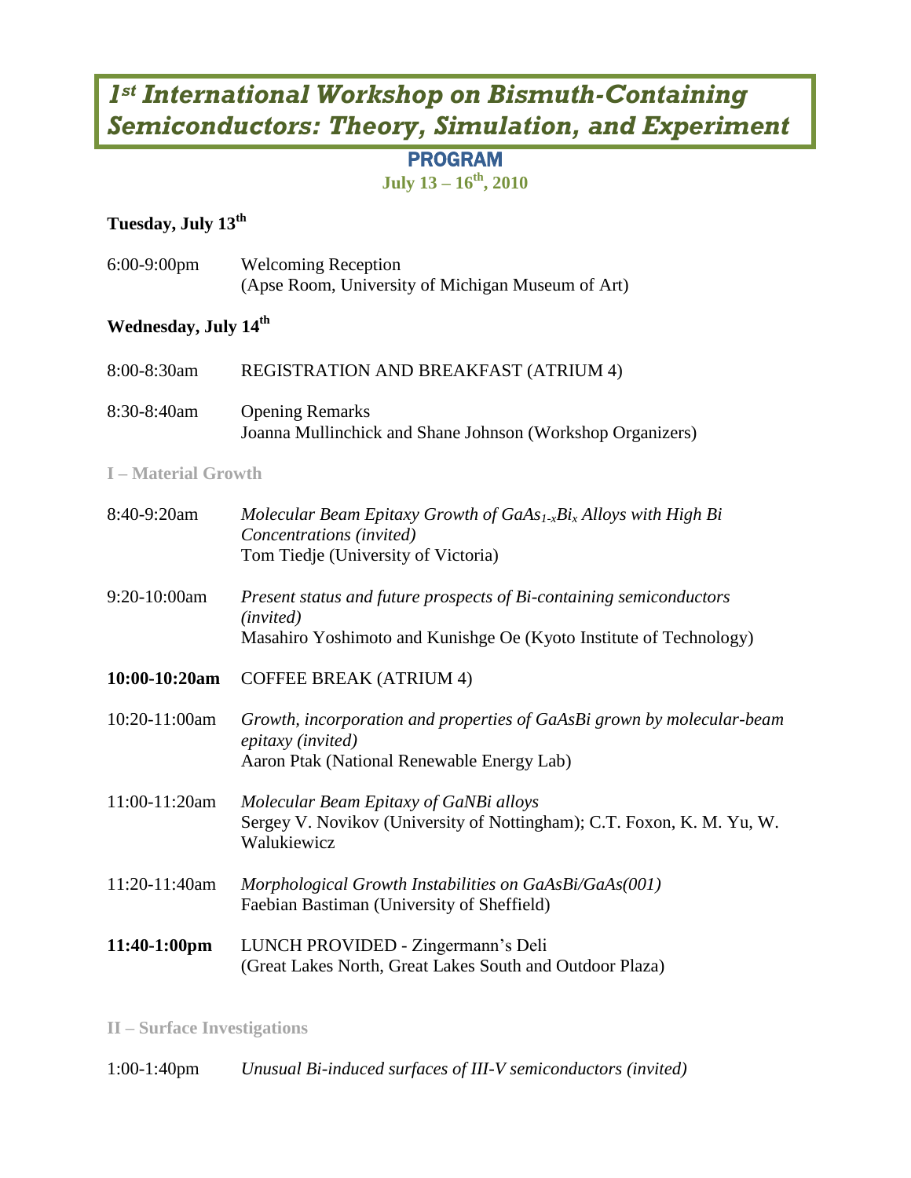# *1st International Workshop on Bismuth-Containing Semiconductors: Theory, Simulation, and Experiment*

## PROGRAM

**July 13 – 16th, 2010**

### Tuesday, July 13th

| | |
|---|---|
| 6:00-9:00pm | Welcoming Reception<br>(Apse Room, University of Michigan Museum of Art) |

### Wednesday, July 14th

| | |
|---|---|
| 8:00-8:30am | REGISTRATION AND BREAKFAST (ATRIUM 4) |
| 8:30-8:40am | Opening Remarks<br>Joanna Mullinchick and Shane Johnson (Workshop Organizers) |

**I – Material Growth**

| | |
|---|---|
| 8:40-9:20am | *Molecular Beam Epitaxy Growth of $GaAs_{1-x}Bi_x$ Alloys with High Bi Concentrations (invited)*<br>Tom Tiedje (University of Victoria) |
| 9:20-10:00am | *Present status and future prospects of Bi-containing semiconductors (invited)*<br>Masahiro Yoshimoto and Kunishge Oe (Kyoto Institute of Technology) |
| **10:00-10:20am** | COFFEE BREAK (ATRIUM 4) |
| 10:20-11:00am | *Growth, incorporation and properties of GaAsBi grown by molecular-beam epitaxy (invited)*<br>Aaron Ptak (National Renewable Energy Lab) |
| 11:00-11:20am | *Molecular Beam Epitaxy of GaNBi alloys*<br>Sergey V. Novikov (University of Nottingham); C.T. Foxon, K. M. Yu, W. Walukiewicz |
| 11:20-11:40am | *Morphological Growth Instabilities on GaAsBi/GaAs(001)*<br>Faebian Bastiman (University of Sheffield) |
| **11:40-1:00pm** | LUNCH PROVIDED - Zingermann's Deli<br>(Great Lakes North, Great Lakes South and Outdoor Plaza) |

**II – Surface Investigations**

| | |
|---|---|
| 1:00-1:40pm | *Unusual Bi-induced surfaces of III-V semiconductors (invited)* |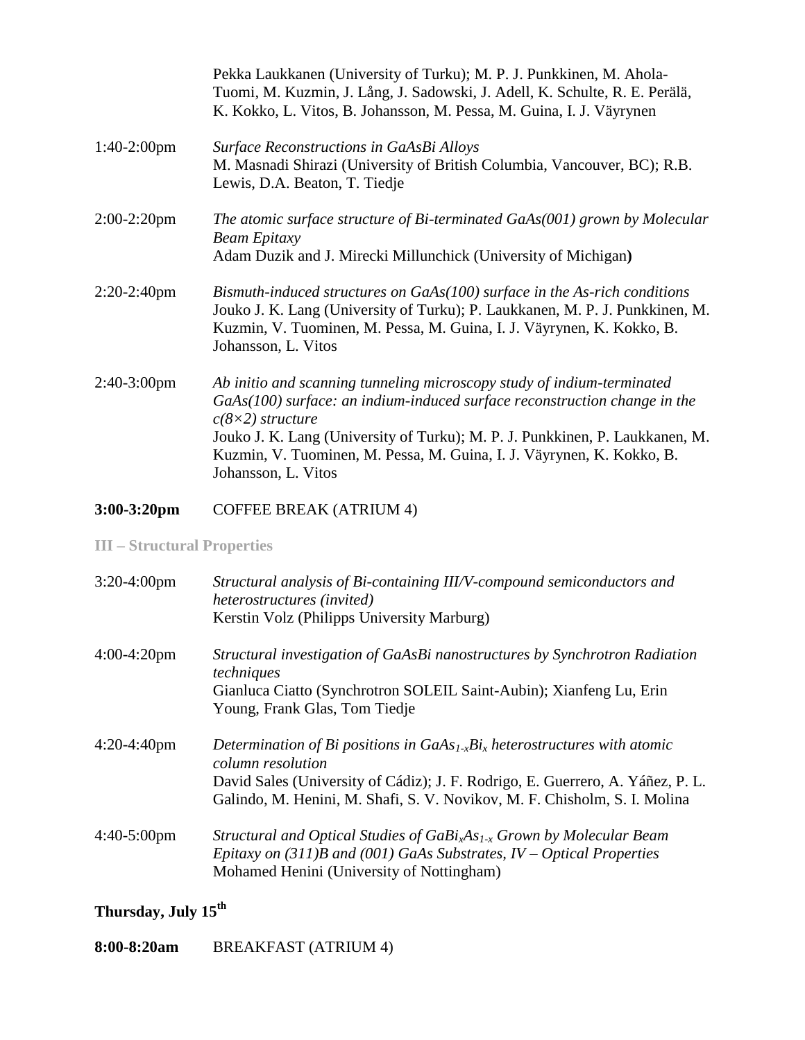Pekka Laukkanen (University of Turku); M. P. J. Punkkinen, M. Ahola-Tuomi, M. Kuzmin, J. Lång, J. Sadowski, J. Adell, K. Schulte, R. E. Perälä, K. Kokko, L. Vitos, B. Johansson, M. Pessa, M. Guina, I. J. Väyrynen

1:40-2:00pm *Surface Reconstructions in GaAsBi Alloys*
M. Masnadi Shirazi (University of British Columbia, Vancouver, BC); R.B. Lewis, D.A. Beaton, T. Tiedje

2:00-2:20pm *The atomic surface structure of Bi-terminated GaAs(001) grown by Molecular Beam Epitaxy*
Adam Duzik and J. Mirecki Millunchick (University of Michigan**)**

2:20-2:40pm *Bismuth-induced structures on GaAs(100) surface in the As-rich conditions*
Jouko J. K. Lang (University of Turku); P. Laukkanen, M. P. J. Punkkinen, M. Kuzmin, V. Tuominen, M. Pessa, M. Guina, I. J. Väyrynen, K. Kokko, B. Johansson, L. Vitos

2:40-3:00pm *Ab initio and scanning tunneling microscopy study of indium-terminated GaAs(100) surface: an indium-induced surface reconstruction change in the c(8×2) structure*
Jouko J. K. Lang (University of Turku); M. P. J. Punkkinen, P. Laukkanen, M. Kuzmin, V. Tuominen, M. Pessa, M. Guina, I. J. Väyrynen, K. Kokko, B. Johansson, L. Vitos

**3:00-3:20pm** COFFEE BREAK (ATRIUM 4)

**III – Structural Properties**

3:20-4:00pm *Structural analysis of Bi-containing III/V-compound semiconductors and heterostructures (invited)*
Kerstin Volz (Philipps University Marburg)

4:00-4:20pm *Structural investigation of GaAsBi nanostructures by Synchrotron Radiation techniques*
Gianluca Ciatto (Synchrotron SOLEIL Saint-Aubin); Xianfeng Lu, Erin Young, Frank Glas, Tom Tiedje

4:20-4:40pm *Determination of Bi positions in $GaAs_{1-x}Bi_x$ heterostructures with atomic column resolution*
David Sales (University of Cádiz); J. F. Rodrigo, E. Guerrero, A. Yáñez, P. L. Galindo, M. Henini, M. Shafi, S. V. Novikov, M. F. Chisholm, S. I. Molina

4:40-5:00pm *Structural and Optical Studies of $GaBi_xAs_{1-x}$ Grown by Molecular Beam Epitaxy on (311)B and (001) GaAs Substrates, IV – Optical Properties*
Mohamed Henini (University of Nottingham)

## Thursday, July 15th

**8:00-8:20am** BREAKFAST (ATRIUM 4)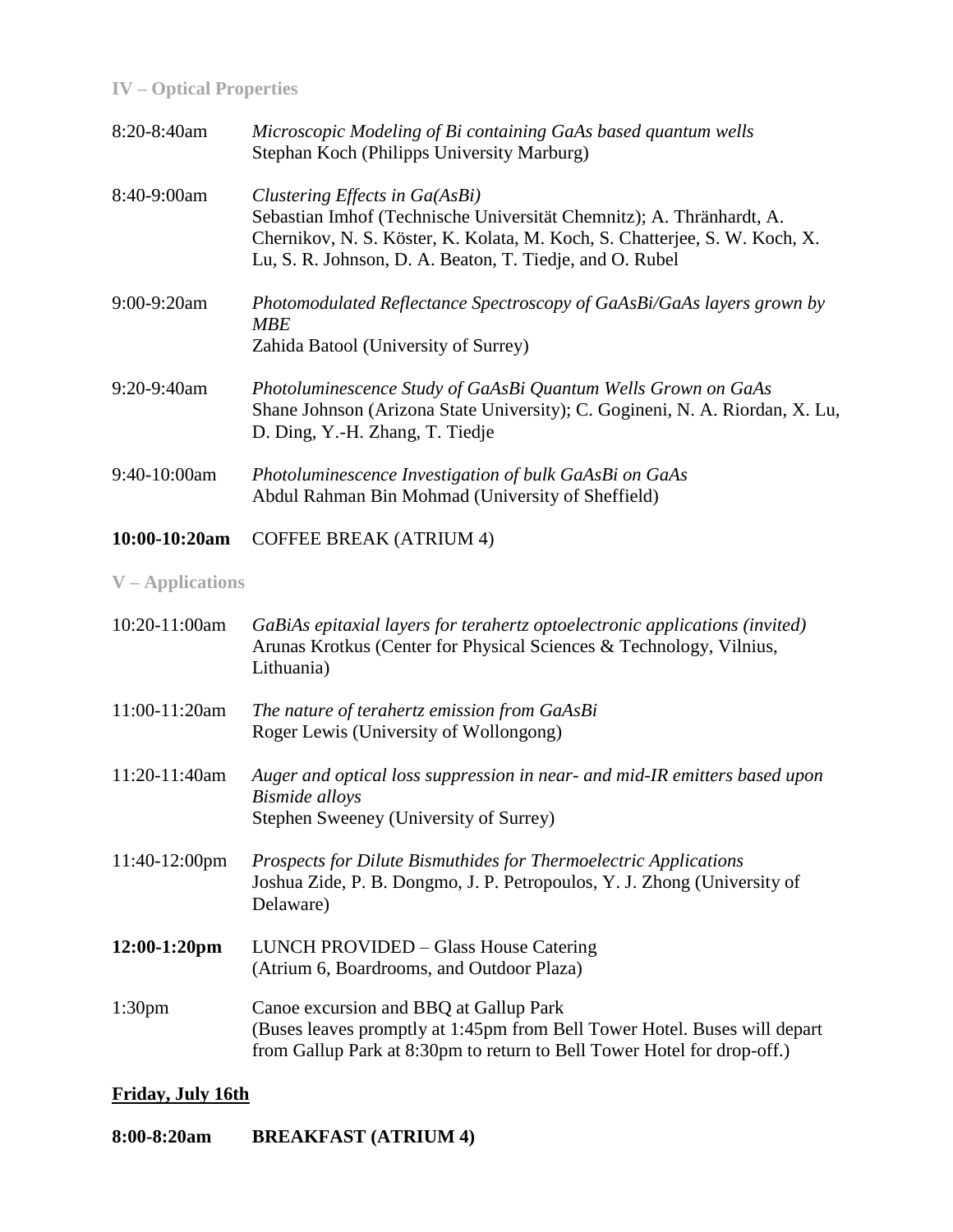### IV – Optical Properties

8:20-8:40am *Microscopic Modeling of Bi containing GaAs based quantum wells*
Stephan Koch (Philipps University Marburg)

8:40-9:00am *Clustering Effects in Ga(AsBi)*
Sebastian Imhof (Technische Universität Chemnitz); A. Thränhardt, A. Chernikov, N. S. Köster, K. Kolata, M. Koch, S. Chatterjee, S. W. Koch, X. Lu, S. R. Johnson, D. A. Beaton, T. Tiedje, and O. Rubel

9:00-9:20am *Photomodulated Reflectance Spectroscopy of GaAsBi/GaAs layers grown by MBE*
Zahida Batool (University of Surrey)

9:20-9:40am *Photoluminescence Study of GaAsBi Quantum Wells Grown on GaAs*
Shane Johnson (Arizona State University); C. Gogineni, N. A. Riordan, X. Lu, D. Ding, Y.-H. Zhang, T. Tiedje

9:40-10:00am *Photoluminescence Investigation of bulk GaAsBi on GaAs*
Abdul Rahman Bin Mohmad (University of Sheffield)

**10:00-10:20am** COFFEE BREAK (ATRIUM 4)

### V – Applications

10:20-11:00am *GaBiAs epitaxial layers for terahertz optoelectronic applications (invited)*
Arunas Krotkus (Center for Physical Sciences & Technology, Vilnius, Lithuania)

11:00-11:20am *The nature of terahertz emission from GaAsBi*
Roger Lewis (University of Wollongong)

11:20-11:40am *Auger and optical loss suppression in near- and mid-IR emitters based upon Bismide alloys*
Stephen Sweeney (University of Surrey)

11:40-12:00pm *Prospects for Dilute Bismuthides for Thermoelectric Applications*
Joshua Zide, P. B. Dongmo, J. P. Petropoulos, Y. J. Zhong (University of Delaware)

**12:00-1:20pm** LUNCH PROVIDED – Glass House Catering
(Atrium 6, Boardrooms, and Outdoor Plaza)

1:30pm Canoe excursion and BBQ at Gallup Park
(Buses leaves promptly at 1:45pm from Bell Tower Hotel. Buses will depart from Gallup Park at 8:30pm to return to Bell Tower Hotel for drop-off.)

## Friday, July 16th

**8:00-8:20am BREAKFAST (ATRIUM 4)**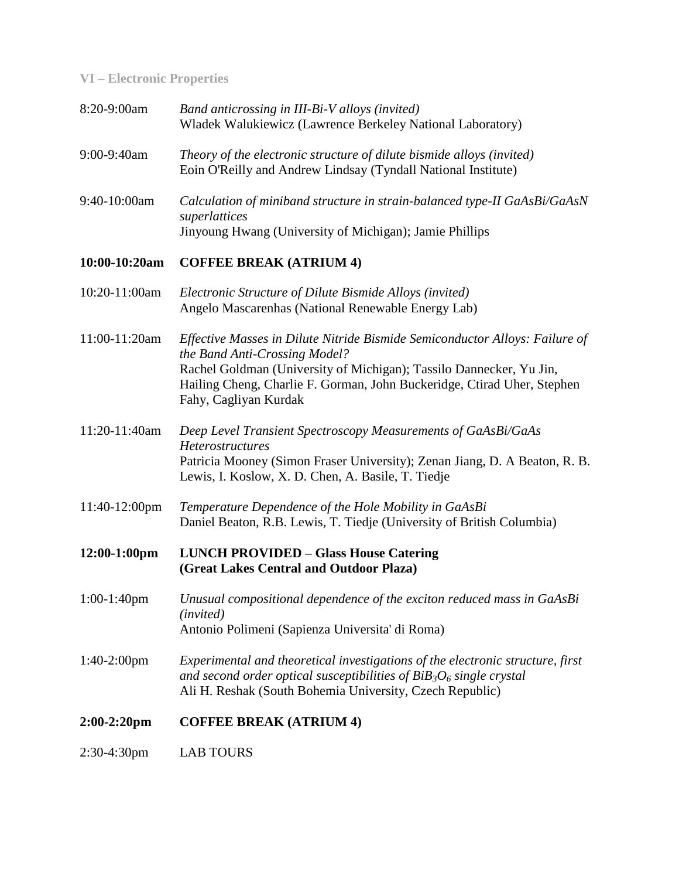## VI – Electronic Properties

| | |
|---|---|
| 8:20-9:00am | *Band anticrossing in III-Bi-V alloys (invited)*<br>Wladek Walukiewicz (Lawrence Berkeley National Laboratory) |
| 9:00-9:40am | *Theory of the electronic structure of dilute bismide alloys (invited)*<br>Eoin O'Reilly and Andrew Lindsay (Tyndall National Institute) |
| 9:40-10:00am | *Calculation of miniband structure in strain-balanced type-II GaAsBi/GaAsN superlattices*<br>Jinyoung Hwang (University of Michigan); Jamie Phillips |
| **10:00-10:20am** | **COFFEE BREAK (ATRIUM 4)** |
| 10:20-11:00am | *Electronic Structure of Dilute Bismide Alloys (invited)*<br>Angelo Mascarenhas (National Renewable Energy Lab) |
| 11:00-11:20am | *Effective Masses in Dilute Nitride Bismide Semiconductor Alloys: Failure of the Band Anti-Crossing Model?*<br>Rachel Goldman (University of Michigan); Tassilo Dannecker, Yu Jin, Hailing Cheng, Charlie F. Gorman, John Buckeridge, Ctirad Uher, Stephen Fahy, Cagliyan Kurdak |
| 11:20-11:40am | *Deep Level Transient Spectroscopy Measurements of GaAsBi/GaAs Heterostructures*<br>Patricia Mooney (Simon Fraser University); Zenan Jiang, D. A Beaton, R. B. Lewis, I. Koslow, X. D. Chen, A. Basile, T. Tiedje |
| 11:40-12:00pm | *Temperature Dependence of the Hole Mobility in GaAsBi*<br>Daniel Beaton, R.B. Lewis, T. Tiedje (University of British Columbia) |
| **12:00-1:00pm** | **LUNCH PROVIDED – Glass House Catering (Great Lakes Central and Outdoor Plaza)** |
| 1:00-1:40pm | *Unusual compositional dependence of the exciton reduced mass in GaAsBi (invited)*<br>Antonio Polimeni (Sapienza Universita' di Roma) |
| 1:40-2:00pm | *Experimental and theoretical investigations of the electronic structure, first and second order optical susceptibilities of $BiB_3O_6$ single crystal*<br>Ali H. Reshak (South Bohemia University, Czech Republic) |
| **2:00-2:20pm** | **COFFEE BREAK (ATRIUM 4)** |
| 2:30-4:30pm | LAB TOURS |